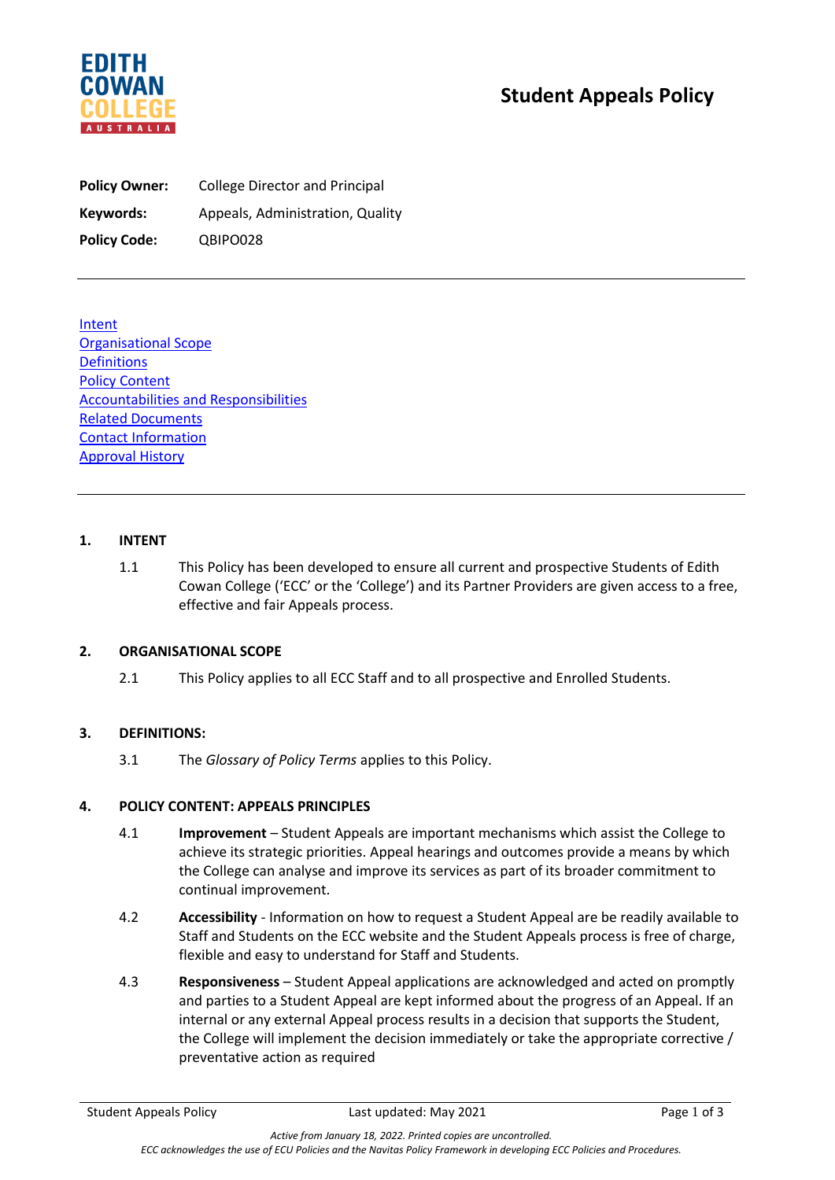# Student Appeals Policy

**Policy Owner:** College Director and Principal

**Keywords:** Appeals, Administration, Quality

**Policy Code:** QBIPO028

---

[Intent](#1-intent)
[Organisational Scope](#2-organisational-scope)
[Definitions](#3-definitions)
[Policy Content](#4-policy-content-appeals-principles)
[Accountabilities and Responsibilities]()
[Related Documents]()
[Contact Information]()
[Approval History]()

---

## 1. INTENT

1.1 This Policy has been developed to ensure all current and prospective Students of Edith Cowan College ('ECC' or the 'College') and its Partner Providers are given access to a free, effective and fair Appeals process.

## 2. ORGANISATIONAL SCOPE

2.1 This Policy applies to all ECC Staff and to all prospective and Enrolled Students.

## 3. DEFINITIONS:

3.1 The *Glossary of Policy Terms* applies to this Policy.

## 4. POLICY CONTENT: APPEALS PRINCIPLES

4.1 **Improvement** – Student Appeals are important mechanisms which assist the College to achieve its strategic priorities. Appeal hearings and outcomes provide a means by which the College can analyse and improve its services as part of its broader commitment to continual improvement.

4.2 **Accessibility** - Information on how to request a Student Appeal are be readily available to Staff and Students on the ECC website and the Student Appeals process is free of charge, flexible and easy to understand for Staff and Students.

4.3 **Responsiveness** – Student Appeal applications are acknowledged and acted on promptly and parties to a Student Appeal are kept informed about the progress of an Appeal. If an internal or any external Appeal process results in a decision that supports the Student, the College will implement the decision immediately or take the appropriate corrective / preventative action as required

Last updated: May 2021

*Active from January 18, 2022. Printed copies are uncontrolled.*

*ECC acknowledges the use of ECU Policies and the Navitas Policy Framework in developing ECC Policies and Procedures.*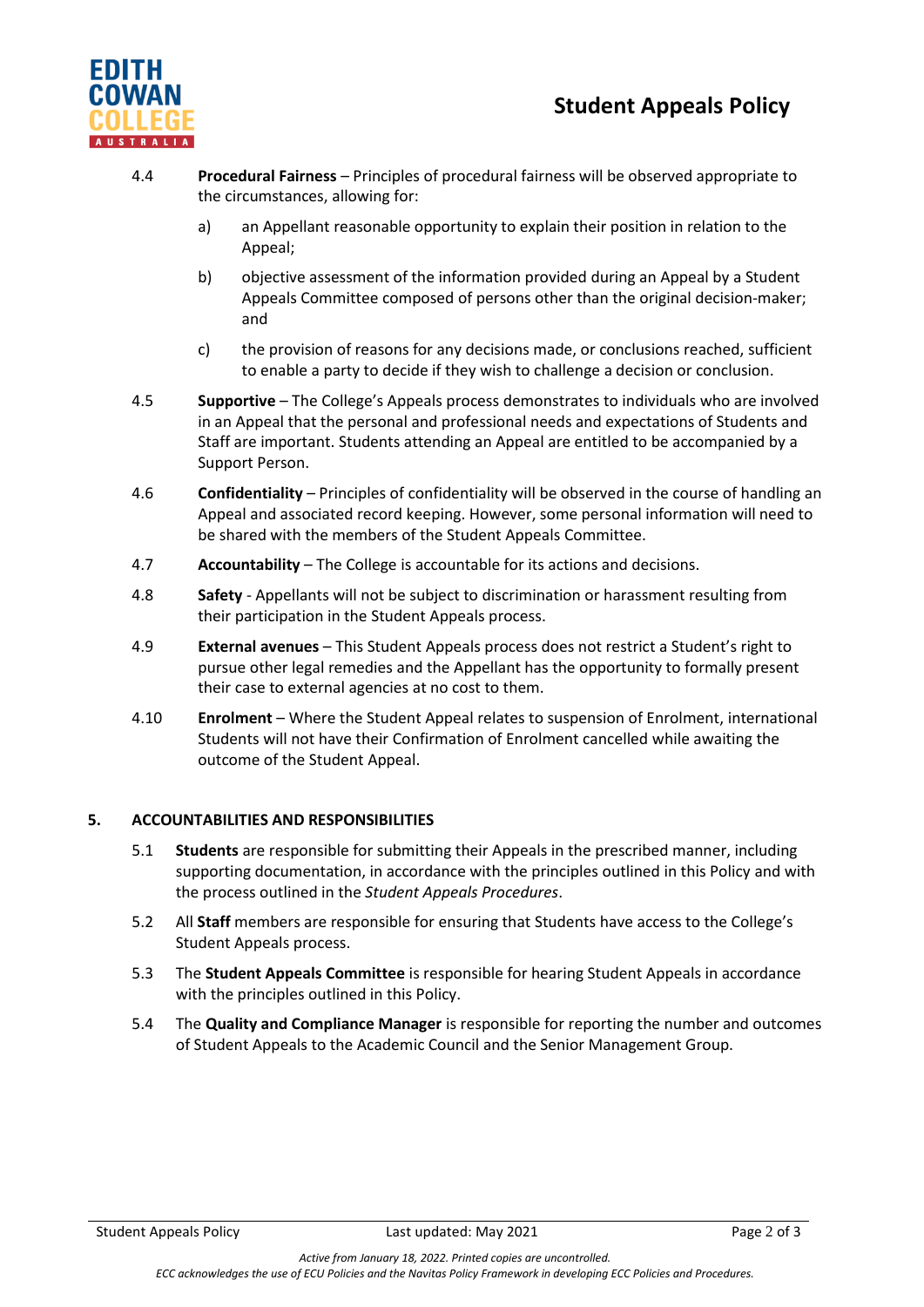4.4 **Procedural Fairness** – Principles of procedural fairness will be observed appropriate to the circumstances, allowing for:

a) an Appellant reasonable opportunity to explain their position in relation to the Appeal;

b) objective assessment of the information provided during an Appeal by a Student Appeals Committee composed of persons other than the original decision-maker; and

c) the provision of reasons for any decisions made, or conclusions reached, sufficient to enable a party to decide if they wish to challenge a decision or conclusion.

4.5 **Supportive** – The College's Appeals process demonstrates to individuals who are involved in an Appeal that the personal and professional needs and expectations of Students and Staff are important. Students attending an Appeal are entitled to be accompanied by a Support Person.

4.6 **Confidentiality** – Principles of confidentiality will be observed in the course of handling an Appeal and associated record keeping. However, some personal information will need to be shared with the members of the Student Appeals Committee.

4.7 **Accountability** – The College is accountable for its actions and decisions.

4.8 **Safety** - Appellants will not be subject to discrimination or harassment resulting from their participation in the Student Appeals process.

4.9 **External avenues** – This Student Appeals process does not restrict a Student's right to pursue other legal remedies and the Appellant has the opportunity to formally present their case to external agencies at no cost to them.

4.10 **Enrolment** – Where the Student Appeal relates to suspension of Enrolment, international Students will not have their Confirmation of Enrolment cancelled while awaiting the outcome of the Student Appeal.

## 5. ACCOUNTABILITIES AND RESPONSIBILITIES

5.1 **Students** are responsible for submitting their Appeals in the prescribed manner, including supporting documentation, in accordance with the principles outlined in this Policy and with the process outlined in the *Student Appeals Procedures*.

5.2 All **Staff** members are responsible for ensuring that Students have access to the College's Student Appeals process.

5.3 The **Student Appeals Committee** is responsible for hearing Student Appeals in accordance with the principles outlined in this Policy.

5.4 The **Quality and Compliance Manager** is responsible for reporting the number and outcomes of Student Appeals to the Academic Council and the Senior Management Group.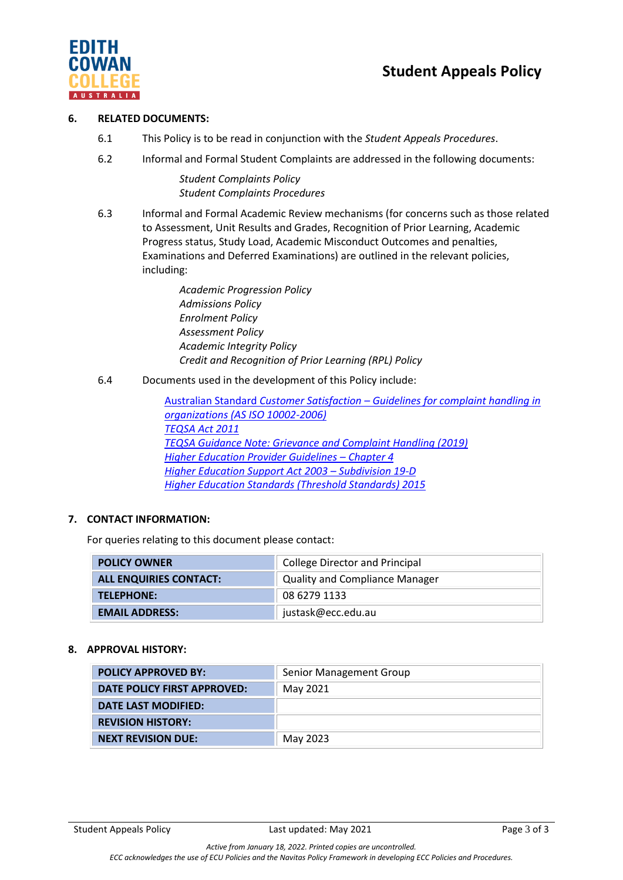## 6. RELATED DOCUMENTS:

6.1 This Policy is to be read in conjunction with the *Student Appeals Procedures*.

6.2 Informal and Formal Student Complaints are addressed in the following documents:

*Student Complaints Policy*
*Student Complaints Procedures*

6.3 Informal and Formal Academic Review mechanisms (for concerns such as those related to Assessment, Unit Results and Grades, Recognition of Prior Learning, Academic Progress status, Study Load, Academic Misconduct Outcomes and penalties, Examinations and Deferred Examinations) are outlined in the relevant policies, including:

*Academic Progression Policy*
*Admissions Policy*
*Enrolment Policy*
*Assessment Policy*
*Academic Integrity Policy*
*Credit and Recognition of Prior Learning (RPL) Policy*

6.4 Documents used in the development of this Policy include:

Australian Standard *Customer Satisfaction – Guidelines for complaint handling in organizations (AS ISO 10002-2006)*
*TEQSA Act 2011*
*TEQSA Guidance Note: Grievance and Complaint Handling (2019)*
*Higher Education Provider Guidelines – Chapter 4*
*Higher Education Support Act 2003 – Subdivision 19-D*
*Higher Education Standards (Threshold Standards) 2015*

## 7. CONTACT INFORMATION:

For queries relating to this document please contact:

| | |
|---|---|
| **POLICY OWNER** | College Director and Principal |
| **ALL ENQUIRIES CONTACT:** | Quality and Compliance Manager |
| **TELEPHONE:** | 08 6279 1133 |
| **EMAIL ADDRESS:** | justask@ecc.edu.au |

## 8. APPROVAL HISTORY:

| | |
|---|---|
| **POLICY APPROVED BY:** | Senior Management Group |
| **DATE POLICY FIRST APPROVED:** | May 2021 |
| **DATE LAST MODIFIED:** | |
| **REVISION HISTORY:** | |
| **NEXT REVISION DUE:** | May 2023 |

*Active from January 18, 2022. Printed copies are uncontrolled.*
*ECC acknowledges the use of ECU Policies and the Navitas Policy Framework in developing ECC Policies and Procedures.*